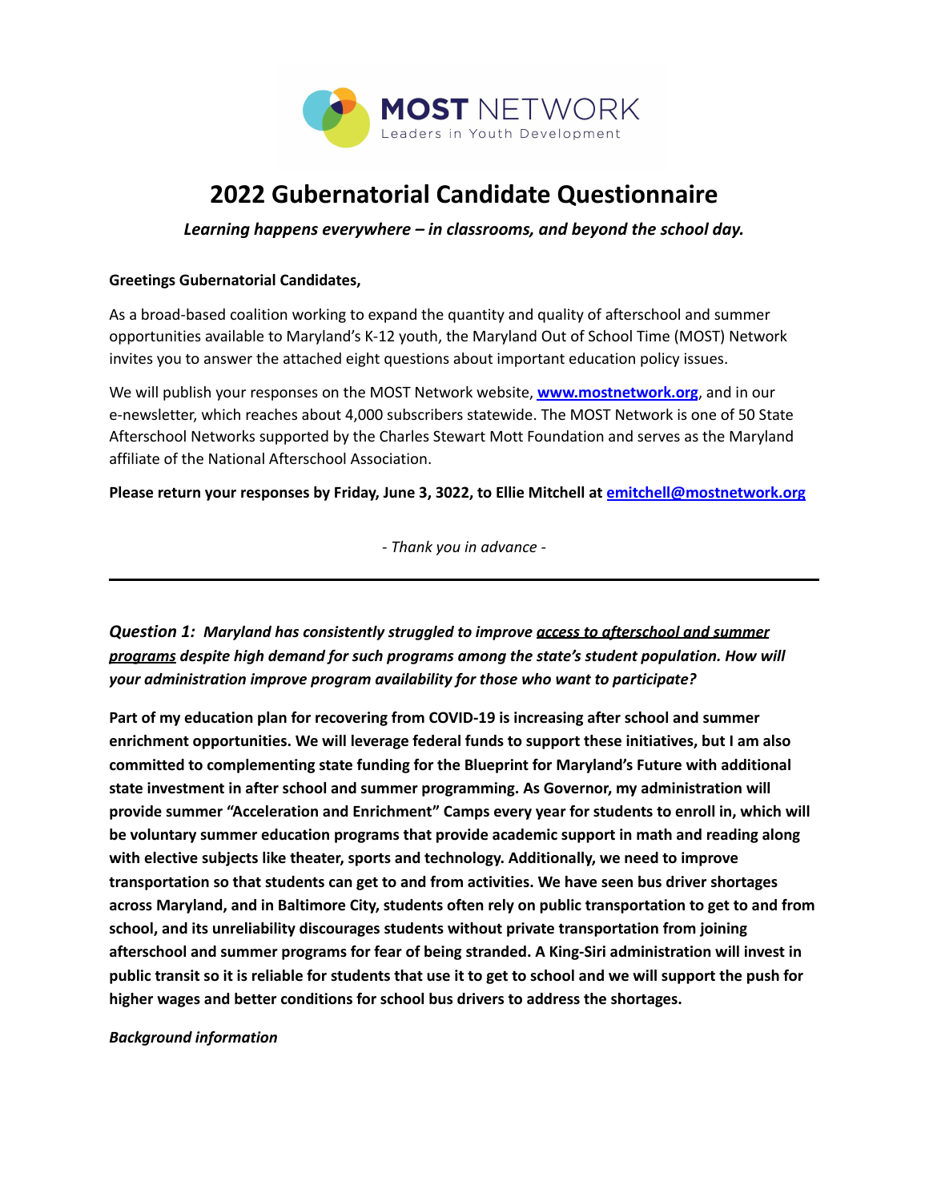MOST NETWORK
Leaders in Youth Development

# 2022 Gubernatorial Candidate Questionnaire

***Learning happens everywhere – in classrooms, and beyond the school day.***

**Greetings Gubernatorial Candidates,**

As a broad-based coalition working to expand the quantity and quality of afterschool and summer opportunities available to Maryland's K-12 youth, the Maryland Out of School Time (MOST) Network invites you to answer the attached eight questions about important education policy issues.

We will publish your responses on the MOST Network website, **[www.mostnetwork.org](http://www.mostnetwork.org)**, and in our e-newsletter, which reaches about 4,000 subscribers statewide. The MOST Network is one of 50 State Afterschool Networks supported by the Charles Stewart Mott Foundation and serves as the Maryland affiliate of the National Afterschool Association.

**Please return your responses by Friday, June 3, 2022, to Ellie Mitchell at [emitchell@mostnetwork.org](mailto:emitchell@mostnetwork.org)**

*- Thank you in advance -*

---

***Question 1:  Maryland has consistently struggled to improve access to afterschool and summer programs despite high demand for such programs among the state's student population. How will your administration improve program availability for those who want to participate?***

**Part of my education plan for recovering from COVID-19 is increasing after school and summer enrichment opportunities. We will leverage federal funds to support these initiatives, but I am also committed to complementing state funding for the Blueprint for Maryland's Future with additional state investment in after school and summer programming. As Governor, my administration will provide summer "Acceleration and Enrichment" Camps every year for students to enroll in, which will be voluntary summer education programs that provide academic support in math and reading along with elective subjects like theater, sports and technology. Additionally, we need to improve transportation so that students can get to and from activities. We have seen bus driver shortages across Maryland, and in Baltimore City, students often rely on public transportation to get to and from school, and its unreliability discourages students without private transportation from joining afterschool and summer programs for fear of being stranded. A King-Siri administration will invest in public transit so it is reliable for students that use it to get to school and we will support the push for higher wages and better conditions for school bus drivers to address the shortages.**

***Background information***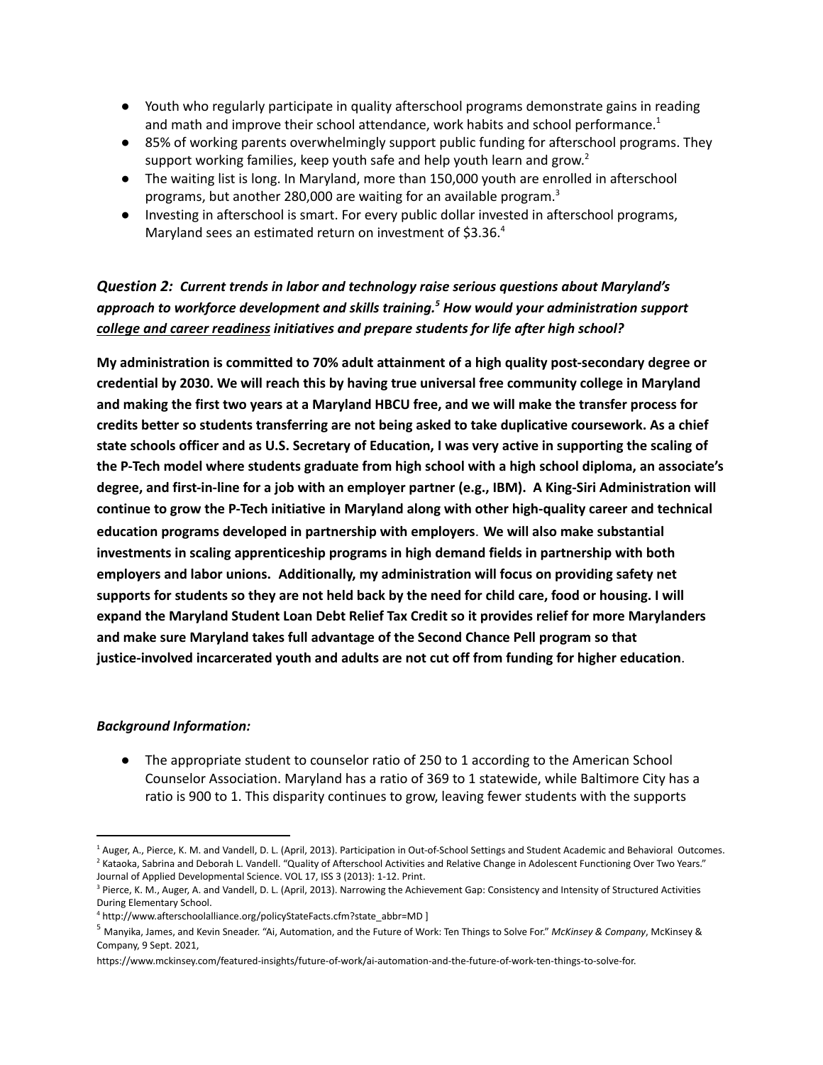- Youth who regularly participate in quality afterschool programs demonstrate gains in reading and math and improve their school attendance, work habits and school performance.[1]
- 85% of working parents overwhelmingly support public funding for afterschool programs. They support working families, keep youth safe and help youth learn and grow.[2]
- The waiting list is long. In Maryland, more than 150,000 youth are enrolled in afterschool programs, but another 280,000 are waiting for an available program.[3]
- Investing in afterschool is smart. For every public dollar invested in afterschool programs, Maryland sees an estimated return on investment of $3.36.[4]

### ***Question 2:** Current trends in labor and technology raise serious questions about Maryland's approach to workforce development and skills training.[5] How would your administration support <u>college and career readiness</u> initiatives and prepare students for life after high school?*

**My administration is committed to 70% adult attainment of a high quality post-secondary degree or credential by 2030. We will reach this by having true universal free community college in Maryland and making the first two years at a Maryland HBCU free, and we will make the transfer process for credits better so students transferring are not being asked to take duplicative coursework. As a chief state schools officer and as U.S. Secretary of Education, I was very active in supporting the scaling of the P-Tech model where students graduate from high school with a high school diploma, an associate's degree, and first-in-line for a job with an employer partner (e.g., IBM). A King-Siri Administration will continue to grow the P-Tech initiative in Maryland along with other high-quality career and technical education programs developed in partnership with employers. We will also make substantial investments in scaling apprenticeship programs in high demand fields in partnership with both employers and labor unions. Additionally, my administration will focus on providing safety net supports for students so they are not held back by the need for child care, food or housing. I will expand the Maryland Student Loan Debt Relief Tax Credit so it provides relief for more Marylanders and make sure Maryland takes full advantage of the Second Chance Pell program so that justice-involved incarcerated youth and adults are not cut off from funding for higher education.**

***Background Information:***

- The appropriate student to counselor ratio of 250 to 1 according to the American School Counselor Association. Maryland has a ratio of 369 to 1 statewide, while Baltimore City has a ratio is 900 to 1. This disparity continues to grow, leaving fewer students with the supports

---

[1] Auger, A., Pierce, K. M. and Vandell, D. L. (April, 2013). Participation in Out-of-School Settings and Student Academic and Behavioral Outcomes.

[2] Kataoka, Sabrina and Deborah L. Vandell. "Quality of Afterschool Activities and Relative Change in Adolescent Functioning Over Two Years." Journal of Applied Developmental Science. VOL 17, ISS 3 (2013): 1-12. Print.

[3] Pierce, K. M., Auger, A. and Vandell, D. L. (April, 2013). Narrowing the Achievement Gap: Consistency and Intensity of Structured Activities During Elementary School.

[4] http://www.afterschoolalliance.org/policyStateFacts.cfm?state_abbr=MD ]

[5] Manyika, James, and Kevin Sneader. "Ai, Automation, and the Future of Work: Ten Things to Solve For." *McKinsey & Company*, McKinsey & Company, 9 Sept. 2021, https://www.mckinsey.com/featured-insights/future-of-work/ai-automation-and-the-future-of-work-ten-things-to-solve-for.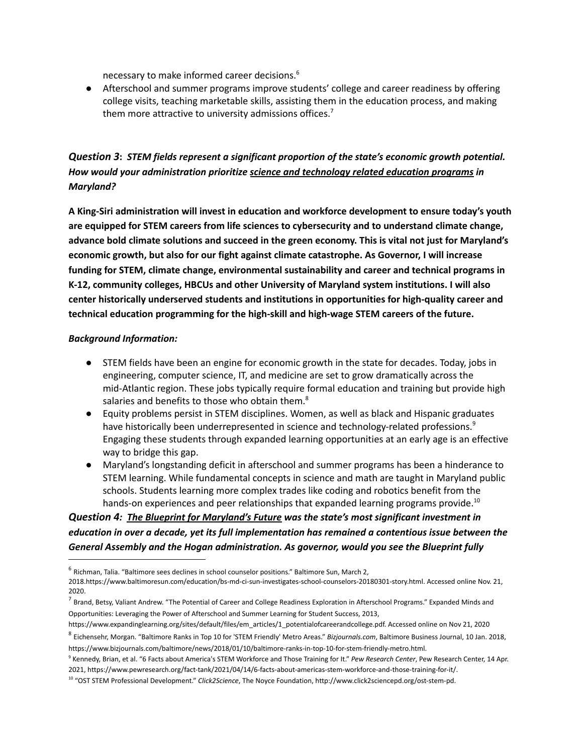necessary to make informed career decisions.[6]

- Afterschool and summer programs improve students' college and career readiness by offering college visits, teaching marketable skills, assisting them in the education process, and making them more attractive to university admissions offices.[7]

### ***Question 3**: STEM fields represent a significant proportion of the state's economic growth potential. How would your administration prioritize science and technology related education programs in Maryland?*

**A King-Siri administration will invest in education and workforce development to ensure today's youth are equipped for STEM careers from life sciences to cybersecurity and to understand climate change, advance bold climate solutions and succeed in the green economy. This is vital not just for Maryland's economic growth, but also for our fight against climate catastrophe. As Governor, I will increase funding for STEM, climate change, environmental sustainability and career and technical programs in K-12, community colleges, HBCUs and other University of Maryland system institutions. I will also center historically underserved students and institutions in opportunities for high-quality career and technical education programming for the high-skill and high-wage STEM careers of the future.**

***Background Information:***

- STEM fields have been an engine for economic growth in the state for decades. Today, jobs in engineering, computer science, IT, and medicine are set to grow dramatically across the mid-Atlantic region. These jobs typically require formal education and training but provide high salaries and benefits to those who obtain them.[8]
- Equity problems persist in STEM disciplines. Women, as well as black and Hispanic graduates have historically been underrepresented in science and technology-related professions.[9] Engaging these students through expanded learning opportunities at an early age is an effective way to bridge this gap.
- Maryland's longstanding deficit in afterschool and summer programs has been a hinderance to STEM learning. While fundamental concepts in science and math are taught in Maryland public schools. Students learning more complex trades like coding and robotics benefit from the hands-on experiences and peer relationships that expanded learning programs provide.[10]

### ***Question 4**: The Blueprint for Maryland's Future was the state's most significant investment in education in over a decade, yet its full implementation has remained a contentious issue between the General Assembly and the Hogan administration. As governor, would you see the Blueprint fully*

---

[6] Richman, Talia. "Baltimore sees declines in school counselor positions." Baltimore Sun, March 2, 2018.https://www.baltimoresun.com/education/bs-md-ci-sun-investigates-school-counselors-20180301-story.html. Accessed online Nov. 21, 2020.

[7] Brand, Betsy, Valiant Andrew. "The Potential of Career and College Readiness Exploration in Afterschool Programs." Expanded Minds and Opportunities: Leveraging the Power of Afterschool and Summer Learning for Student Success, 2013, https://www.expandinglearning.org/sites/default/files/em_articles/1_potentialofcareerandcollege.pdf. Accessed online on Nov 21, 2020

[8] Eichensehr, Morgan. "Baltimore Ranks in Top 10 for 'STEM Friendly' Metro Areas." *Bizjournals.com*, Baltimore Business Journal, 10 Jan. 2018, https://www.bizjournals.com/baltimore/news/2018/01/10/baltimore-ranks-in-top-10-for-stem-friendly-metro.html.

[9] Kennedy, Brian, et al. "6 Facts about America's STEM Workforce and Those Training for It." *Pew Research Center*, Pew Research Center, 14 Apr. 2021, https://www.pewresearch.org/fact-tank/2021/04/14/6-facts-about-americas-stem-workforce-and-those-training-for-it/.

[10] "OST STEM Professional Development." *Click2Science*, The Noyce Foundation, http://www.click2sciencepd.org/ost-stem-pd.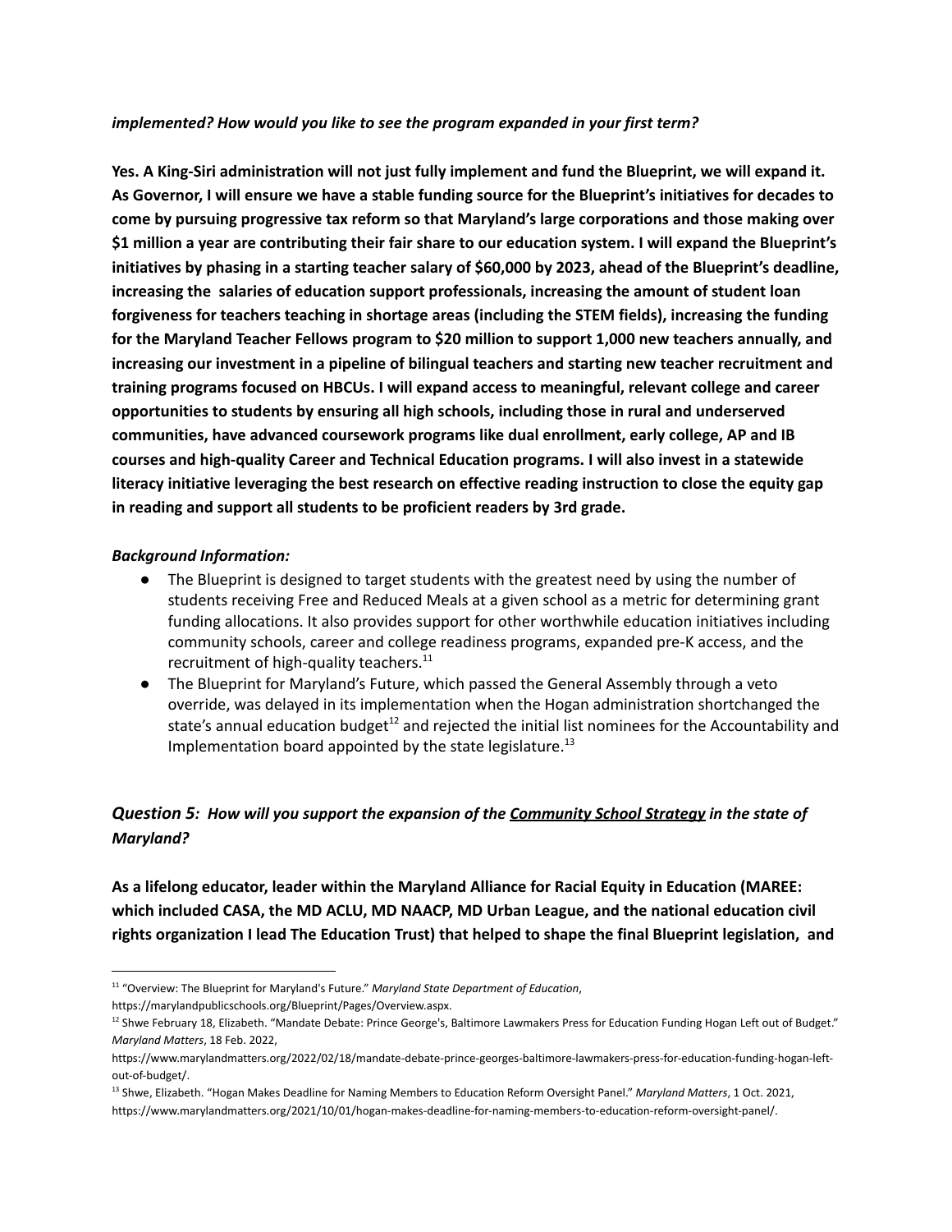***implemented? How would you like to see the program expanded in your first term?***

**Yes. A King-Siri administration will not just fully implement and fund the Blueprint, we will expand it. As Governor, I will ensure we have a stable funding source for the Blueprint's initiatives for decades to come by pursuing progressive tax reform so that Maryland's large corporations and those making over $1 million a year are contributing their fair share to our education system. I will expand the Blueprint's initiatives by phasing in a starting teacher salary of $60,000 by 2023, ahead of the Blueprint's deadline, increasing the salaries of education support professionals, increasing the amount of student loan forgiveness for teachers teaching in shortage areas (including the STEM fields), increasing the funding for the Maryland Teacher Fellows program to $20 million to support 1,000 new teachers annually, and increasing our investment in a pipeline of bilingual teachers and starting new teacher recruitment and training programs focused on HBCUs. I will expand access to meaningful, relevant college and career opportunities to students by ensuring all high schools, including those in rural and underserved communities, have advanced coursework programs like dual enrollment, early college, AP and IB courses and high-quality Career and Technical Education programs. I will also invest in a statewide literacy initiative leveraging the best research on effective reading instruction to close the equity gap in reading and support all students to be proficient readers by 3rd grade.**

***Background Information:***

- The Blueprint is designed to target students with the greatest need by using the number of students receiving Free and Reduced Meals at a given school as a metric for determining grant funding allocations. It also provides support for other worthwhile education initiatives including community schools, career and college readiness programs, expanded pre-K access, and the recruitment of high-quality teachers.[11]
- The Blueprint for Maryland's Future, which passed the General Assembly through a veto override, was delayed in its implementation when the Hogan administration shortchanged the state's annual education budget[12] and rejected the initial list nominees for the Accountability and Implementation board appointed by the state legislature.[13]

## ***Question 5: How will you support the expansion of the Community School Strategy in the state of Maryland?***

**As a lifelong educator, leader within the Maryland Alliance for Racial Equity in Education (MAREE: which included CASA, the MD ACLU, MD NAACP, MD Urban League, and the national education civil rights organization I lead The Education Trust) that helped to shape the final Blueprint legislation, and**

---

[11] "Overview: The Blueprint for Maryland's Future." *Maryland State Department of Education*, https://marylandpublicschools.org/Blueprint/Pages/Overview.aspx.

[12] Shwe February 18, Elizabeth. "Mandate Debate: Prince George's, Baltimore Lawmakers Press for Education Funding Hogan Left out of Budget." *Maryland Matters*, 18 Feb. 2022, https://www.marylandmatters.org/2022/02/18/mandate-debate-prince-georges-baltimore-lawmakers-press-for-education-funding-hogan-left-out-of-budget/.

[13] Shwe, Elizabeth. "Hogan Makes Deadline for Naming Members to Education Reform Oversight Panel." *Maryland Matters*, 1 Oct. 2021, https://www.marylandmatters.org/2021/10/01/hogan-makes-deadline-for-naming-members-to-education-reform-oversight-panel/.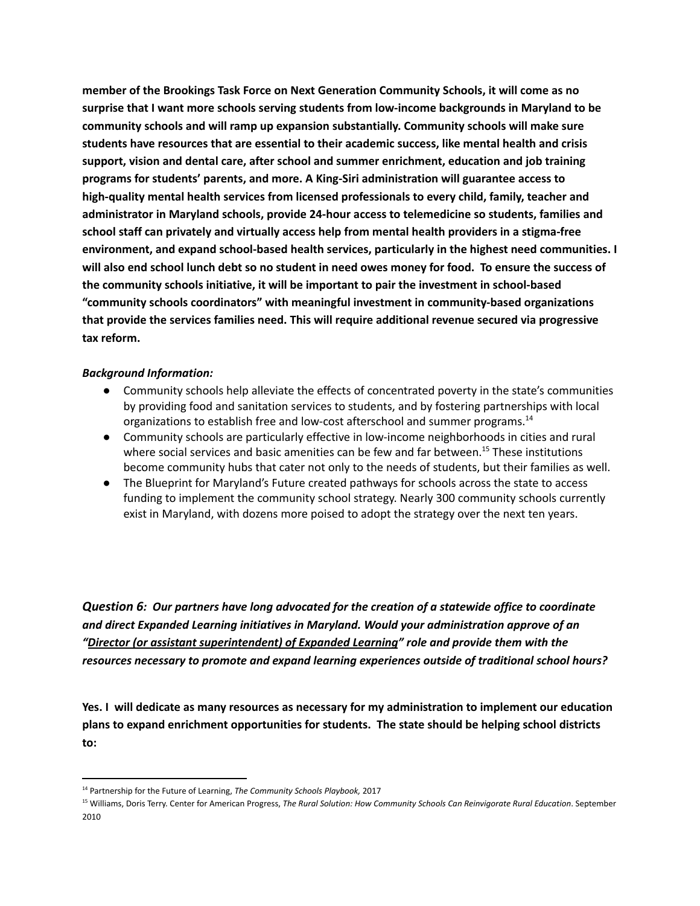**member of the Brookings Task Force on Next Generation Community Schools, it will come as no surprise that I want more schools serving students from low-income backgrounds in Maryland to be community schools and will ramp up expansion substantially. Community schools will make sure students have resources that are essential to their academic success, like mental health and crisis support, vision and dental care, after school and summer enrichment, education and job training programs for students' parents, and more. A King-Siri administration will guarantee access to high-quality mental health services from licensed professionals to every child, family, teacher and administrator in Maryland schools, provide 24-hour access to telemedicine so students, families and school staff can privately and virtually access help from mental health providers in a stigma-free environment, and expand school-based health services, particularly in the highest need communities. I will also end school lunch debt so no student in need owes money for food. To ensure the success of the community schools initiative, it will be important to pair the investment in school-based "community schools coordinators" with meaningful investment in community-based organizations that provide the services families need. This will require additional revenue secured via progressive tax reform.**

***Background Information:***

- Community schools help alleviate the effects of concentrated poverty in the state's communities by providing food and sanitation services to students, and by fostering partnerships with local organizations to establish free and low-cost afterschool and summer programs.[14]
- Community schools are particularly effective in low-income neighborhoods in cities and rural where social services and basic amenities can be few and far between.[15] These institutions become community hubs that cater not only to the needs of students, but their families as well.
- The Blueprint for Maryland's Future created pathways for schools across the state to access funding to implement the community school strategy. Nearly 300 community schools currently exist in Maryland, with dozens more poised to adopt the strategy over the next ten years.

***Question 6:** Our partners have long advocated for the creation of a statewide office to coordinate and direct Expanded Learning initiatives in Maryland. Would your administration approve of an "<u>Director (or assistant superintendent) of Expanded Learning</u>" role and provide them with the resources necessary to promote and expand learning experiences outside of traditional school hours?*

**Yes. I will dedicate as many resources as necessary for my administration to implement our education plans to expand enrichment opportunities for students. The state should be helping school districts to:**

---

[14] Partnership for the Future of Learning, *The Community Schools Playbook,* 2017

[15] Williams, Doris Terry. Center for American Progress, *The Rural Solution: How Community Schools Can Reinvigorate Rural Education*. September 2010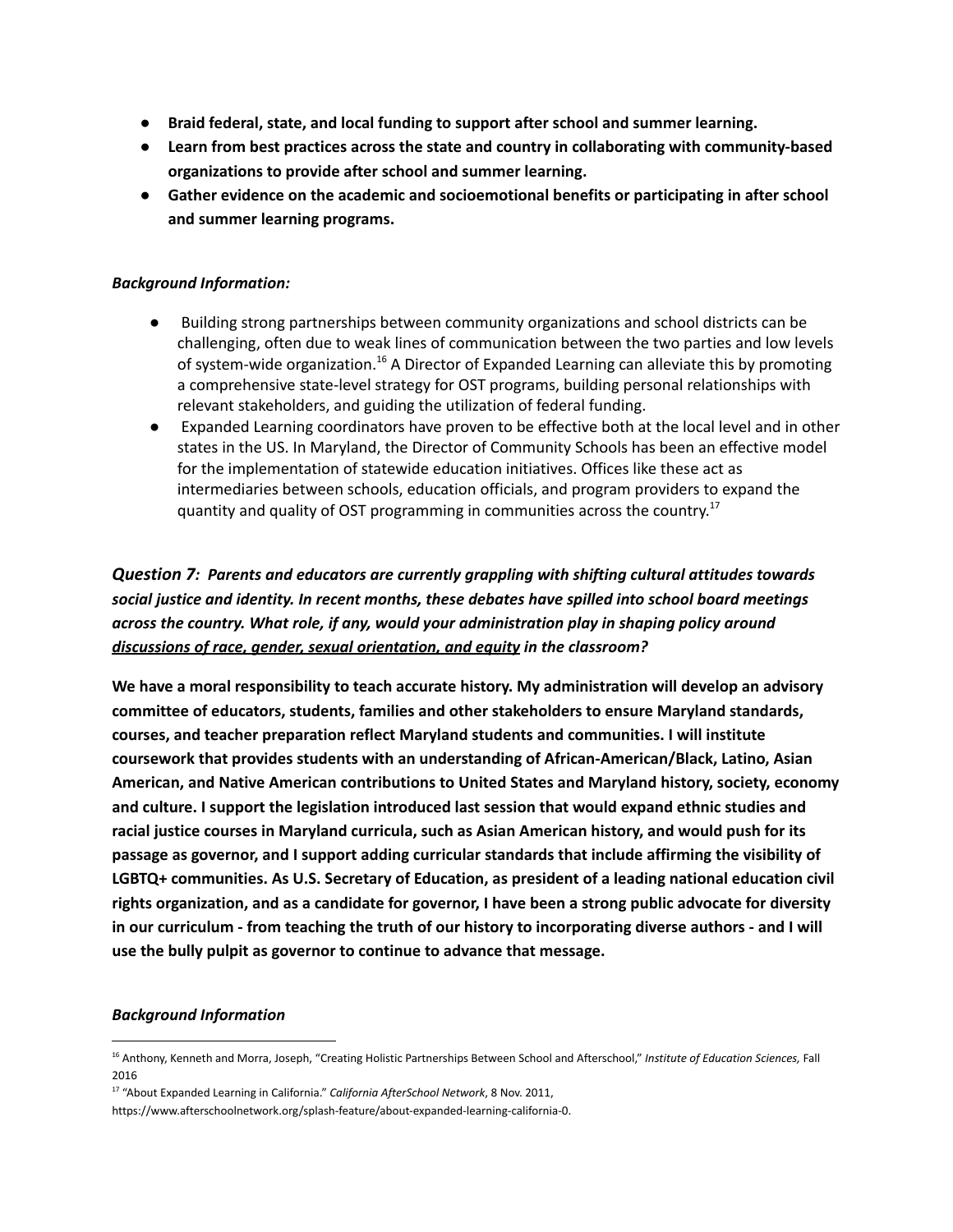- **Braid federal, state, and local funding to support after school and summer learning.**
- **Learn from best practices across the state and country in collaborating with community-based organizations to provide after school and summer learning.**
- **Gather evidence on the academic and socioemotional benefits or participating in after school and summer learning programs.**

***Background Information:***

- Building strong partnerships between community organizations and school districts can be challenging, often due to weak lines of communication between the two parties and low levels of system-wide organization.[16] A Director of Expanded Learning can alleviate this by promoting a comprehensive state-level strategy for OST programs, building personal relationships with relevant stakeholders, and guiding the utilization of federal funding.
- Expanded Learning coordinators have proven to be effective both at the local level and in other states in the US. In Maryland, the Director of Community Schools has been an effective model for the implementation of statewide education initiatives. Offices like these act as intermediaries between schools, education officials, and program providers to expand the quantity and quality of OST programming in communities across the country.[17]

***Question 7:** Parents and educators are currently grappling with shifting cultural attitudes towards social justice and identity. In recent months, these debates have spilled into school board meetings across the country. What role, if any, would your administration play in shaping policy around discussions of race, gender, sexual orientation, and equity in the classroom?*

**We have a moral responsibility to teach accurate history. My administration will develop an advisory committee of educators, students, families and other stakeholders to ensure Maryland standards, courses, and teacher preparation reflect Maryland students and communities. I will institute coursework that provides students with an understanding of African-American/Black, Latino, Asian American, and Native American contributions to United States and Maryland history, society, economy and culture. I support the legislation introduced last session that would expand ethnic studies and racial justice courses in Maryland curricula, such as Asian American history, and would push for its passage as governor, and I support adding curricular standards that include affirming the visibility of LGBTQ+ communities. As U.S. Secretary of Education, as president of a leading national education civil rights organization, and as a candidate for governor, I have been a strong public advocate for diversity in our curriculum - from teaching the truth of our history to incorporating diverse authors - and I will use the bully pulpit as governor to continue to advance that message.**

***Background Information***

---

[16] Anthony, Kenneth and Morra, Joseph, "Creating Holistic Partnerships Between School and Afterschool," *Institute of Education Sciences,* Fall 2016

[17] "About Expanded Learning in California." *California AfterSchool Network*, 8 Nov. 2011, https://www.afterschoolnetwork.org/splash-feature/about-expanded-learning-california-0.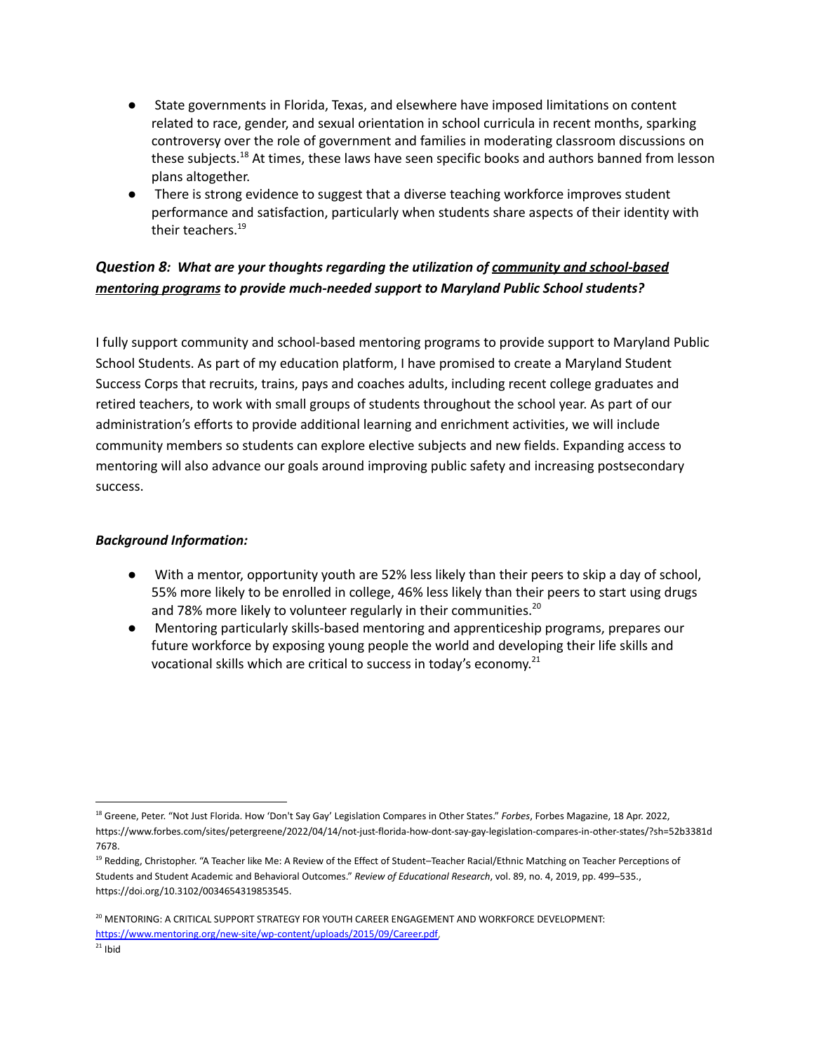- State governments in Florida, Texas, and elsewhere have imposed limitations on content related to race, gender, and sexual orientation in school curricula in recent months, sparking controversy over the role of government and families in moderating classroom discussions on these subjects.[18] At times, these laws have seen specific books and authors banned from lesson plans altogether.
- There is strong evidence to suggest that a diverse teaching workforce improves student performance and satisfaction, particularly when students share aspects of their identity with their teachers.[19]

### ***Question 8: What are your thoughts regarding the utilization of <u>community and school-based mentoring programs</u> to provide much-needed support to Maryland Public School students?***

I fully support community and school-based mentoring programs to provide support to Maryland Public School Students. As part of my education platform, I have promised to create a Maryland Student Success Corps that recruits, trains, pays and coaches adults, including recent college graduates and retired teachers, to work with small groups of students throughout the school year. As part of our administration's efforts to provide additional learning and enrichment activities, we will include community members so students can explore elective subjects and new fields. Expanding access to mentoring will also advance our goals around improving public safety and increasing postsecondary success.

***Background Information:***

- With a mentor, opportunity youth are 52% less likely than their peers to skip a day of school, 55% more likely to be enrolled in college, 46% less likely than their peers to start using drugs and 78% more likely to volunteer regularly in their communities.[20]
- Mentoring particularly skills-based mentoring and apprenticeship programs, prepares our future workforce by exposing young people the world and developing their life skills and vocational skills which are critical to success in today's economy.[21]

---

[18] Greene, Peter. "Not Just Florida. How 'Don't Say Gay' Legislation Compares in Other States." *Forbes*, Forbes Magazine, 18 Apr. 2022, https://www.forbes.com/sites/petergreene/2022/04/14/not-just-florida-how-dont-say-gay-legislation-compares-in-other-states/?sh=52b3381d7678.

[19] Redding, Christopher. "A Teacher like Me: A Review of the Effect of Student–Teacher Racial/Ethnic Matching on Teacher Perceptions of Students and Student Academic and Behavioral Outcomes." *Review of Educational Research*, vol. 89, no. 4, 2019, pp. 499–535., https://doi.org/10.3102/0034654319853545.

[20] MENTORING: A CRITICAL SUPPORT STRATEGY FOR YOUTH CAREER ENGAGEMENT AND WORKFORCE DEVELOPMENT: https://www.mentoring.org/new-site/wp-content/uploads/2015/09/Career.pdf,

[21] Ibid